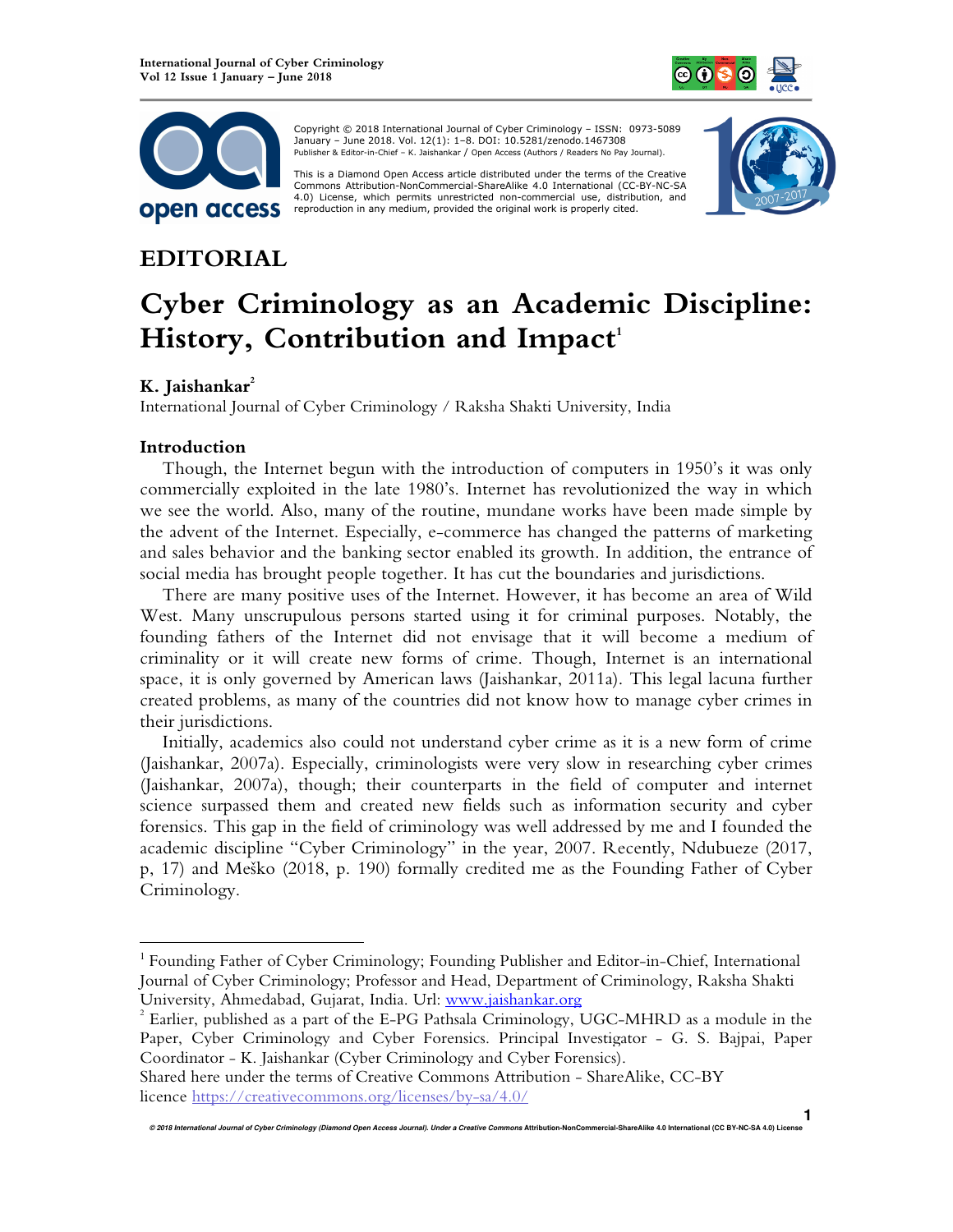Copyright © 2018 International Journal of Cyber Criminology – ISSN: 0973-5089 January – June 2018. Vol. 12(1): 1–8. DOI: 10.5281/zenodo.1467308
Publisher & Editor-in-Chief – K. Jaishankar / Open Access (Authors / Readers No Pay Journal).

This is a Diamond Open Access article distributed under the terms of the Creative Commons Attribution-NonCommercial-ShareAlike 4.0 International (CC-BY-NC-SA 4.0) License, which permits unrestricted non-commercial use, distribution, and reproduction in any medium, provided the original work is properly cited.

## EDITORIAL

# Cyber Criminology as an Academic Discipline: History, Contribution and Impact[1]

**K. Jaishankar[2]**
International Journal of Cyber Criminology / Raksha Shakti University, India

### Introduction

Though, the Internet begun with the introduction of computers in 1950's it was only commercially exploited in the late 1980's. Internet has revolutionized the way in which we see the world. Also, many of the routine, mundane works have been made simple by the advent of the Internet. Especially, e-commerce has changed the patterns of marketing and sales behavior and the banking sector enabled its growth. In addition, the entrance of social media has brought people together. It has cut the boundaries and jurisdictions.

There are many positive uses of the Internet. However, it has become an area of Wild West. Many unscrupulous persons started using it for criminal purposes. Notably, the founding fathers of the Internet did not envisage that it will become a medium of criminality or it will create new forms of crime. Though, Internet is an international space, it is only governed by American laws (Jaishankar, 2011a). This legal lacuna further created problems, as many of the countries did not know how to manage cyber crimes in their jurisdictions.

Initially, academics also could not understand cyber crime as it is a new form of crime (Jaishankar, 2007a). Especially, criminologists were very slow in researching cyber crimes (Jaishankar, 2007a), though; their counterparts in the field of computer and internet science surpassed them and created new fields such as information security and cyber forensics. This gap in the field of criminology was well addressed by me and I founded the academic discipline "Cyber Criminology" in the year, 2007. Recently, Ndubueze (2017, p. 17) and Meško (2018, p. 190) formally credited me as the Founding Father of Cyber Criminology.

---

[1] Founding Father of Cyber Criminology; Founding Publisher and Editor-in-Chief, International Journal of Cyber Criminology; Professor and Head, Department of Criminology, Raksha Shakti University, Ahmedabad, Gujarat, India. Url: www.jaishankar.org

[2] Earlier, published as a part of the E-PG Pathsala Criminology, UGC-MHRD as a module in the Paper, Cyber Criminology and Cyber Forensics. Principal Investigator - G. S. Bajpai, Paper Coordinator - K. Jaishankar (Cyber Criminology and Cyber Forensics).
Shared here under the terms of Creative Commons Attribution - ShareAlike, CC-BY licence https://creativecommons.org/licenses/by-sa/4.0/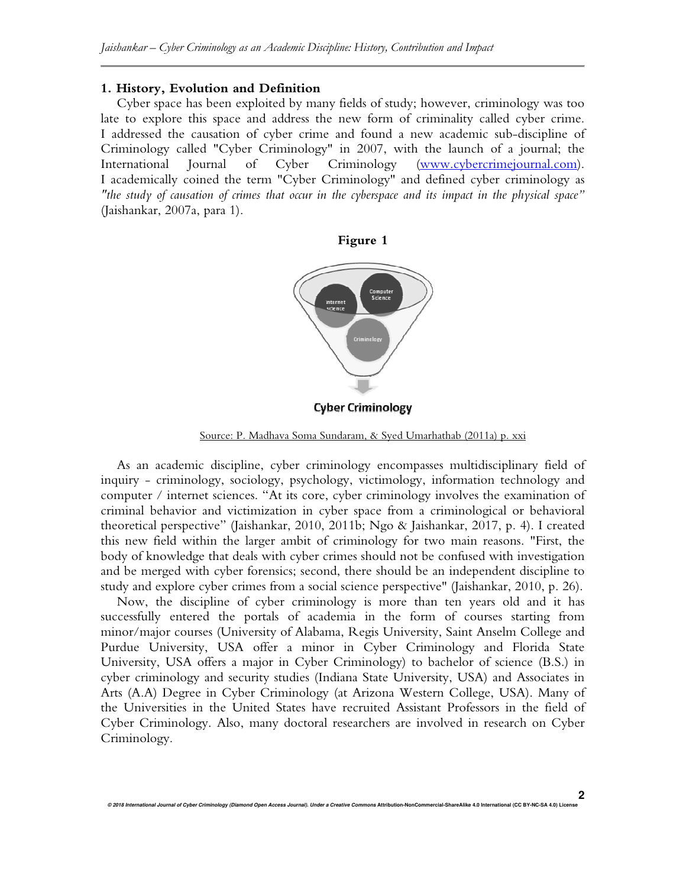## 1. History, Evolution and Definition

Cyber space has been exploited by many fields of study; however, criminology was too late to explore this space and address the new form of criminality called cyber crime. I addressed the causation of cyber crime and found a new academic sub-discipline of Criminology called "Cyber Criminology" in 2007, with the launch of a journal; the International Journal of Cyber Criminology (www.cybercrimejournal.com). I academically coined the term "Cyber Criminology" and defined cyber criminology as *"the study of causation of crimes that occur in the cyberspace and its impact in the physical space"* (Jaishankar, 2007a, para 1).

**Figure 1**

Computer Science

internet science

Criminology

Cyber Criminology

Source: P. Madhava Soma Sundaram, & Syed Umarhathab (2011a) p. xxi

As an academic discipline, cyber criminology encompasses multidisciplinary field of inquiry - criminology, sociology, psychology, victimology, information technology and computer / internet sciences. "At its core, cyber criminology involves the examination of criminal behavior and victimization in cyber space from a criminological or behavioral theoretical perspective" (Jaishankar, 2010, 2011b; Ngo & Jaishankar, 2017, p. 4). I created this new field within the larger ambit of criminology for two main reasons. "First, the body of knowledge that deals with cyber crimes should not be confused with investigation and be merged with cyber forensics; second, there should be an independent discipline to study and explore cyber crimes from a social science perspective" (Jaishankar, 2010, p. 26).

Now, the discipline of cyber criminology is more than ten years old and it has successfully entered the portals of academia in the form of courses starting from minor/major courses (University of Alabama, Regis University, Saint Anselm College and Purdue University, USA offer a minor in Cyber Criminology and Florida State University, USA offers a major in Cyber Criminology) to bachelor of science (B.S.) in cyber criminology and security studies (Indiana State University, USA) and Associates in Arts (A.A) Degree in Cyber Criminology (at Arizona Western College, USA). Many of the Universities in the United States have recruited Assistant Professors in the field of Cyber Criminology. Also, many doctoral researchers are involved in research on Cyber Criminology.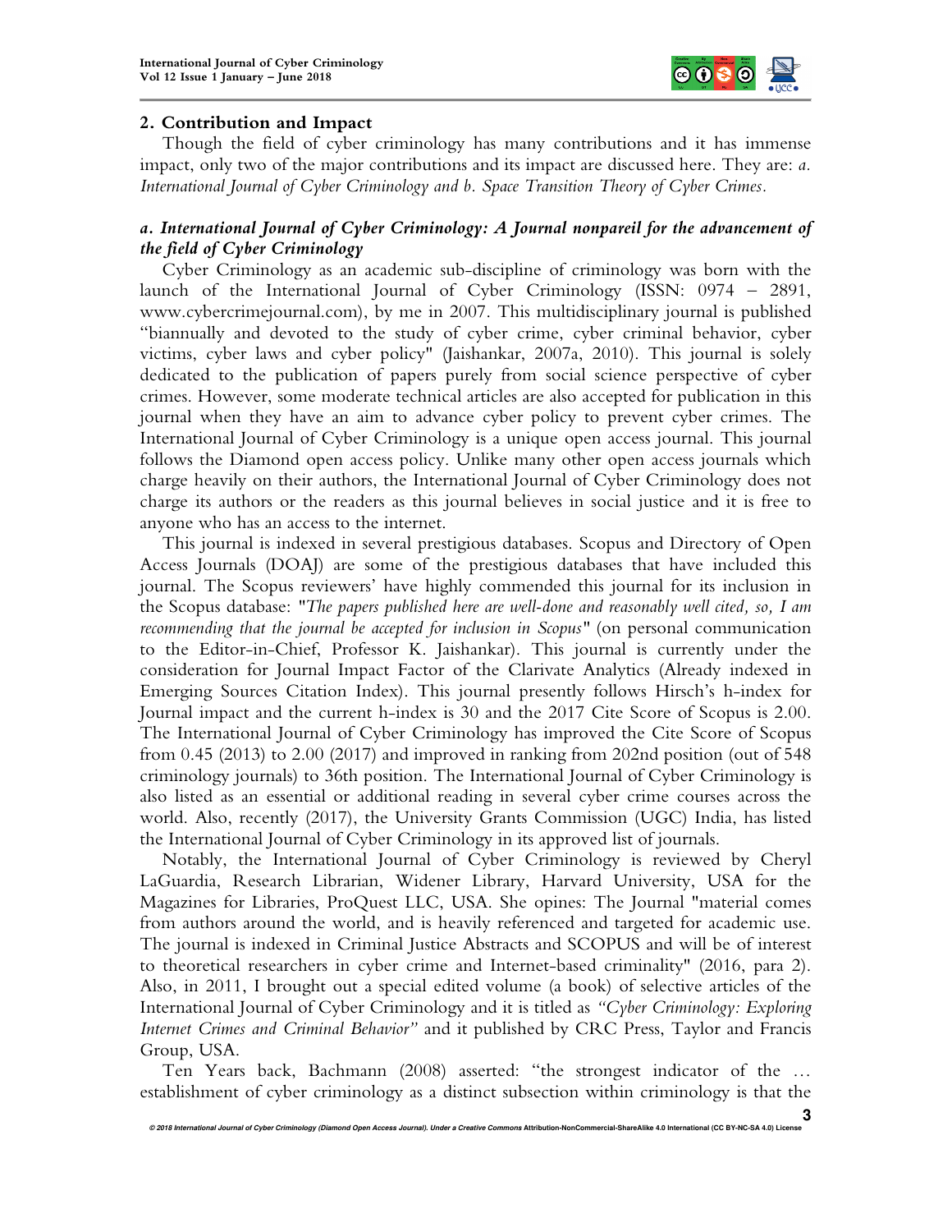## 2. Contribution and Impact

Though the field of cyber criminology has many contributions and it has immense impact, only two of the major contributions and its impact are discussed here. They are: *a. International Journal of Cyber Criminology and b. Space Transition Theory of Cyber Crimes.*

### *a. International Journal of Cyber Criminology: A Journal nonpareil for the advancement of the field of Cyber Criminology*

Cyber Criminology as an academic sub-discipline of criminology was born with the launch of the International Journal of Cyber Criminology (ISSN: 0974 – 2891, www.cybercrimejournal.com), by me in 2007. This multidisciplinary journal is published "biannually and devoted to the study of cyber crime, cyber criminal behavior, cyber victims, cyber laws and cyber policy" (Jaishankar, 2007a, 2010). This journal is solely dedicated to the publication of papers purely from social science perspective of cyber crimes. However, some moderate technical articles are also accepted for publication in this journal when they have an aim to advance cyber policy to prevent cyber crimes. The International Journal of Cyber Criminology is a unique open access journal. This journal follows the Diamond open access policy. Unlike many other open access journals which charge heavily on their authors, the International Journal of Cyber Criminology does not charge its authors or the readers as this journal believes in social justice and it is free to anyone who has an access to the internet.

This journal is indexed in several prestigious databases. Scopus and Directory of Open Access Journals (DOAJ) are some of the prestigious databases that have included this journal. The Scopus reviewers' have highly commended this journal for its inclusion in the Scopus database: "*The papers published here are well-done and reasonably well cited, so, I am recommending that the journal be accepted for inclusion in Scopus*" (on personal communication to the Editor-in-Chief, Professor K. Jaishankar). This journal is currently under the consideration for Journal Impact Factor of the Clarivate Analytics (Already indexed in Emerging Sources Citation Index). This journal presently follows Hirsch's h-index for Journal impact and the current h-index is 30 and the 2017 Cite Score of Scopus is 2.00. The International Journal of Cyber Criminology has improved the Cite Score of Scopus from 0.45 (2013) to 2.00 (2017) and improved in ranking from 202nd position (out of 548 criminology journals) to 36th position. The International Journal of Cyber Criminology is also listed as an essential or additional reading in several cyber crime courses across the world. Also, recently (2017), the University Grants Commission (UGC) India, has listed the International Journal of Cyber Criminology in its approved list of journals.

Notably, the International Journal of Cyber Criminology is reviewed by Cheryl LaGuardia, Research Librarian, Widener Library, Harvard University, USA for the Magazines for Libraries, ProQuest LLC, USA. She opines: The Journal "material comes from authors around the world, and is heavily referenced and targeted for academic use. The journal is indexed in Criminal Justice Abstracts and SCOPUS and will be of interest to theoretical researchers in cyber crime and Internet-based criminality" (2016, para 2). Also, in 2011, I brought out a special edited volume (a book) of selective articles of the International Journal of Cyber Criminology and it is titled as *"Cyber Criminology: Exploring Internet Crimes and Criminal Behavior"* and it published by CRC Press, Taylor and Francis Group, USA.

Ten Years back, Bachmann (2008) asserted: "the strongest indicator of the … establishment of cyber criminology as a distinct subsection within criminology is that the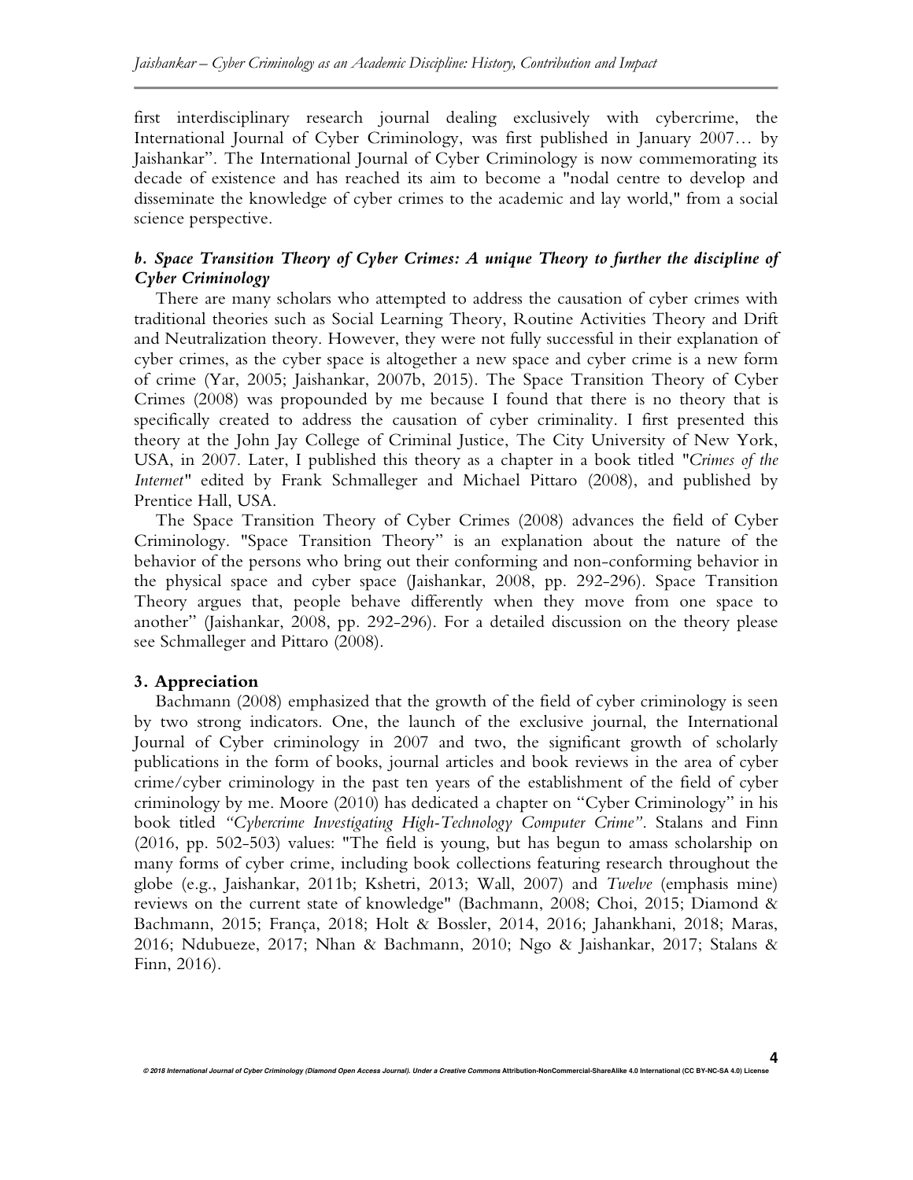first interdisciplinary research journal dealing exclusively with cybercrime, the International Journal of Cyber Criminology, was first published in January 2007… by Jaishankar". The International Journal of Cyber Criminology is now commemorating its decade of existence and has reached its aim to become a "nodal centre to develop and disseminate the knowledge of cyber crimes to the academic and lay world," from a social science perspective.

### *b. Space Transition Theory of Cyber Crimes: A unique Theory to further the discipline of Cyber Criminology*

There are many scholars who attempted to address the causation of cyber crimes with traditional theories such as Social Learning Theory, Routine Activities Theory and Drift and Neutralization theory. However, they were not fully successful in their explanation of cyber crimes, as the cyber space is altogether a new space and cyber crime is a new form of crime (Yar, 2005; Jaishankar, 2007b, 2015). The Space Transition Theory of Cyber Crimes (2008) was propounded by me because I found that there is no theory that is specifically created to address the causation of cyber criminality. I first presented this theory at the John Jay College of Criminal Justice, The City University of New York, USA, in 2007. Later, I published this theory as a chapter in a book titled "*Crimes of the Internet*" edited by Frank Schmalleger and Michael Pittaro (2008), and published by Prentice Hall, USA.

The Space Transition Theory of Cyber Crimes (2008) advances the field of Cyber Criminology. "Space Transition Theory" is an explanation about the nature of the behavior of the persons who bring out their conforming and non-conforming behavior in the physical space and cyber space (Jaishankar, 2008, pp. 292-296). Space Transition Theory argues that, people behave differently when they move from one space to another" (Jaishankar, 2008, pp. 292-296). For a detailed discussion on the theory please see Schmalleger and Pittaro (2008).

## 3. Appreciation

Bachmann (2008) emphasized that the growth of the field of cyber criminology is seen by two strong indicators. One, the launch of the exclusive journal, the International Journal of Cyber criminology in 2007 and two, the significant growth of scholarly publications in the form of books, journal articles and book reviews in the area of cyber crime/cyber criminology in the past ten years of the establishment of the field of cyber criminology by me. Moore (2010) has dedicated a chapter on "Cyber Criminology" in his book titled *"Cybercrime Investigating High-Technology Computer Crime"*. Stalans and Finn (2016, pp. 502-503) values: "The field is young, but has begun to amass scholarship on many forms of cyber crime, including book collections featuring research throughout the globe (e.g., Jaishankar, 2011b; Kshetri, 2013; Wall, 2007) and *Twelve* (emphasis mine) reviews on the current state of knowledge" (Bachmann, 2008; Choi, 2015; Diamond & Bachmann, 2015; França, 2018; Holt & Bossler, 2014, 2016; Jahankhani, 2018; Maras, 2016; Ndubueze, 2017; Nhan & Bachmann, 2010; Ngo & Jaishankar, 2017; Stalans & Finn, 2016).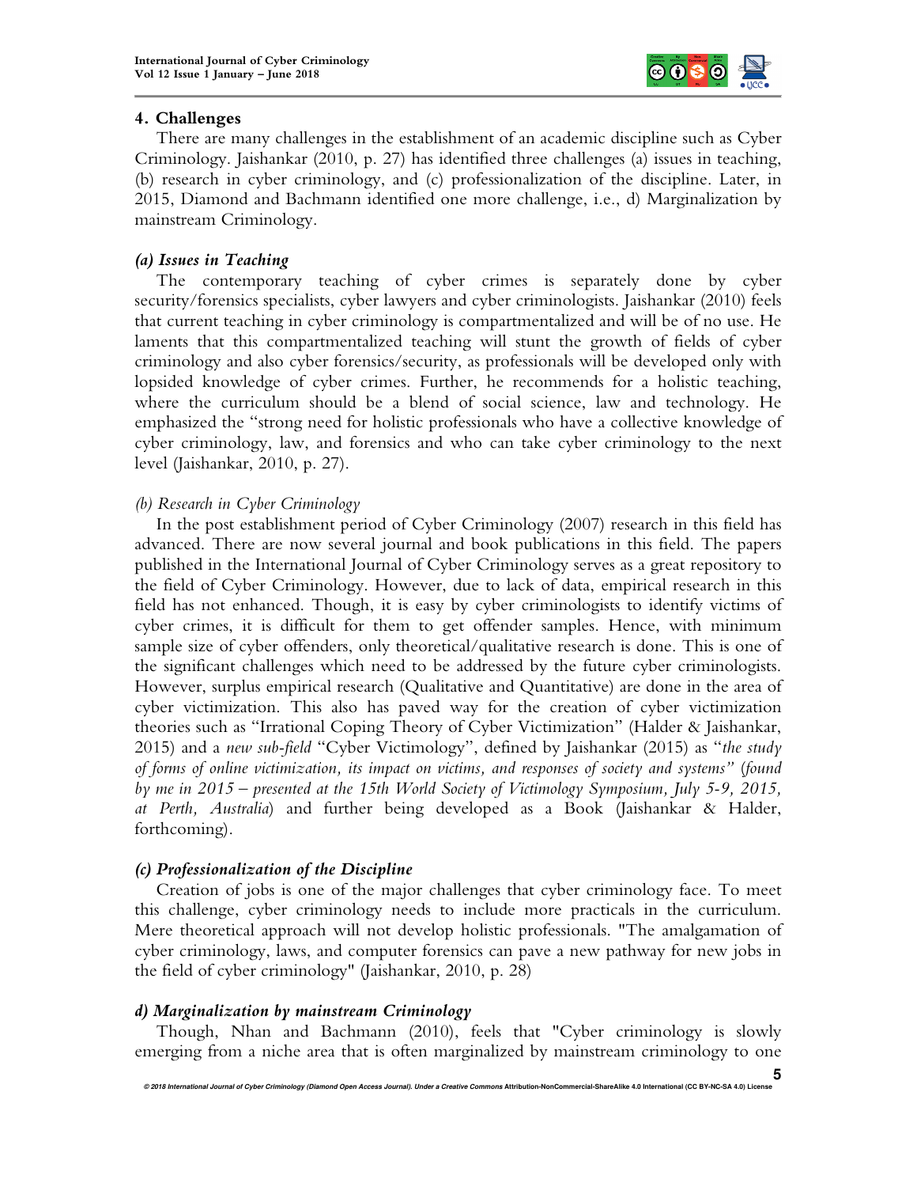## 4. Challenges

There are many challenges in the establishment of an academic discipline such as Cyber Criminology. Jaishankar (2010, p. 27) has identified three challenges (a) issues in teaching, (b) research in cyber criminology, and (c) professionalization of the discipline. Later, in 2015, Diamond and Bachmann identified one more challenge, i.e., d) Marginalization by mainstream Criminology.

### *(a) Issues in Teaching*

The contemporary teaching of cyber crimes is separately done by cyber security/forensics specialists, cyber lawyers and cyber criminologists. Jaishankar (2010) feels that current teaching in cyber criminology is compartmentalized and will be of no use. He laments that this compartmentalized teaching will stunt the growth of fields of cyber criminology and also cyber forensics/security, as professionals will be developed only with lopsided knowledge of cyber crimes. Further, he recommends for a holistic teaching, where the curriculum should be a blend of social science, law and technology. He emphasized the "strong need for holistic professionals who have a collective knowledge of cyber criminology, law, and forensics and who can take cyber criminology to the next level (Jaishankar, 2010, p. 27).

### *(b) Research in Cyber Criminology*

In the post establishment period of Cyber Criminology (2007) research in this field has advanced. There are now several journal and book publications in this field. The papers published in the International Journal of Cyber Criminology serves as a great repository to the field of Cyber Criminology. However, due to lack of data, empirical research in this field has not enhanced. Though, it is easy by cyber criminologists to identify victims of cyber crimes, it is difficult for them to get offender samples. Hence, with minimum sample size of cyber offenders, only theoretical/qualitative research is done. This is one of the significant challenges which need to be addressed by the future cyber criminologists. However, surplus empirical research (Qualitative and Quantitative) are done in the area of cyber victimization. This also has paved way for the creation of cyber victimization theories such as "Irrational Coping Theory of Cyber Victimization" (Halder & Jaishankar, 2015) and a *new sub-field* "Cyber Victimology", defined by Jaishankar (2015) as "*the study of forms of online victimization, its impact on victims, and responses of society and systems" (found by me in 2015 – presented at the 15th World Society of Victimology Symposium, July 5-9, 2015, at Perth, Australia*) and further being developed as a Book (Jaishankar & Halder, forthcoming).

### *(c) Professionalization of the Discipline*

Creation of jobs is one of the major challenges that cyber criminology face. To meet this challenge, cyber criminology needs to include more practicals in the curriculum. Mere theoretical approach will not develop holistic professionals. "The amalgamation of cyber criminology, laws, and computer forensics can pave a new pathway for new jobs in the field of cyber criminology" (Jaishankar, 2010, p. 28)

### *d) Marginalization by mainstream Criminology*

Though, Nhan and Bachmann (2010), feels that "Cyber criminology is slowly emerging from a niche area that is often marginalized by mainstream criminology to one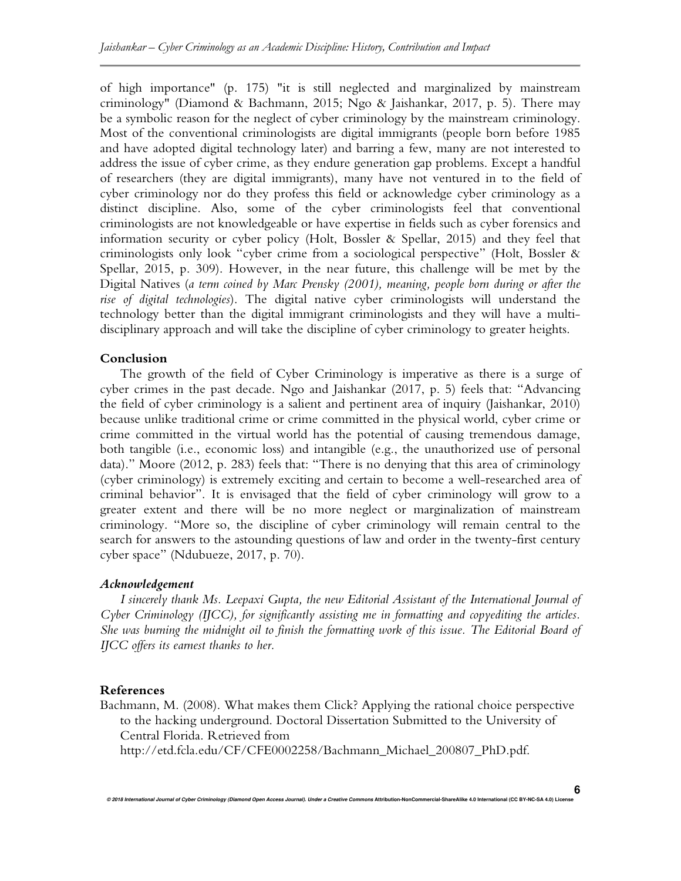of high importance" (p. 175) "it is still neglected and marginalized by mainstream criminology" (Diamond & Bachmann, 2015; Ngo & Jaishankar, 2017, p. 5). There may be a symbolic reason for the neglect of cyber criminology by the mainstream criminology. Most of the conventional criminologists are digital immigrants (people born before 1985 and have adopted digital technology later) and barring a few, many are not interested to address the issue of cyber crime, as they endure generation gap problems. Except a handful of researchers (they are digital immigrants), many have not ventured in to the field of cyber criminology nor do they profess this field or acknowledge cyber criminology as a distinct discipline. Also, some of the cyber criminologists feel that conventional criminologists are not knowledgeable or have expertise in fields such as cyber forensics and information security or cyber policy (Holt, Bossler & Spellar, 2015) and they feel that criminologists only look "cyber crime from a sociological perspective" (Holt, Bossler & Spellar, 2015, p. 309). However, in the near future, this challenge will be met by the Digital Natives (*a term coined by Marc Prensky (2001), meaning, people born during or after the rise of digital technologies*). The digital native cyber criminologists will understand the technology better than the digital immigrant criminologists and they will have a multi-disciplinary approach and will take the discipline of cyber criminology to greater heights.

## Conclusion

The growth of the field of Cyber Criminology is imperative as there is a surge of cyber crimes in the past decade. Ngo and Jaishankar (2017, p. 5) feels that: "Advancing the field of cyber criminology is a salient and pertinent area of inquiry (Jaishankar, 2010) because unlike traditional crime or crime committed in the physical world, cyber crime or crime committed in the virtual world has the potential of causing tremendous damage, both tangible (i.e., economic loss) and intangible (e.g., the unauthorized use of personal data)." Moore (2012, p. 283) feels that: "There is no denying that this area of criminology (cyber criminology) is extremely exciting and certain to become a well-researched area of criminal behavior". It is envisaged that the field of cyber criminology will grow to a greater extent and there will be no more neglect or marginalization of mainstream criminology. "More so, the discipline of cyber criminology will remain central to the search for answers to the astounding questions of law and order in the twenty-first century cyber space" (Ndubueze, 2017, p. 70).

### *Acknowledgement*

*I sincerely thank Ms. Leepaxi Gupta, the new Editorial Assistant of the International Journal of Cyber Criminology (IJCC), for significantly assisting me in formatting and copyediting the articles. She was burning the midnight oil to finish the formatting work of this issue. The Editorial Board of IJCC offers its earnest thanks to her.*

## References

Bachmann, M. (2008). What makes them Click? Applying the rational choice perspective to the hacking underground. Doctoral Dissertation Submitted to the University of Central Florida. Retrieved from http://etd.fcla.edu/CF/CFE0002258/Bachmann_Michael_200807_PhD.pdf.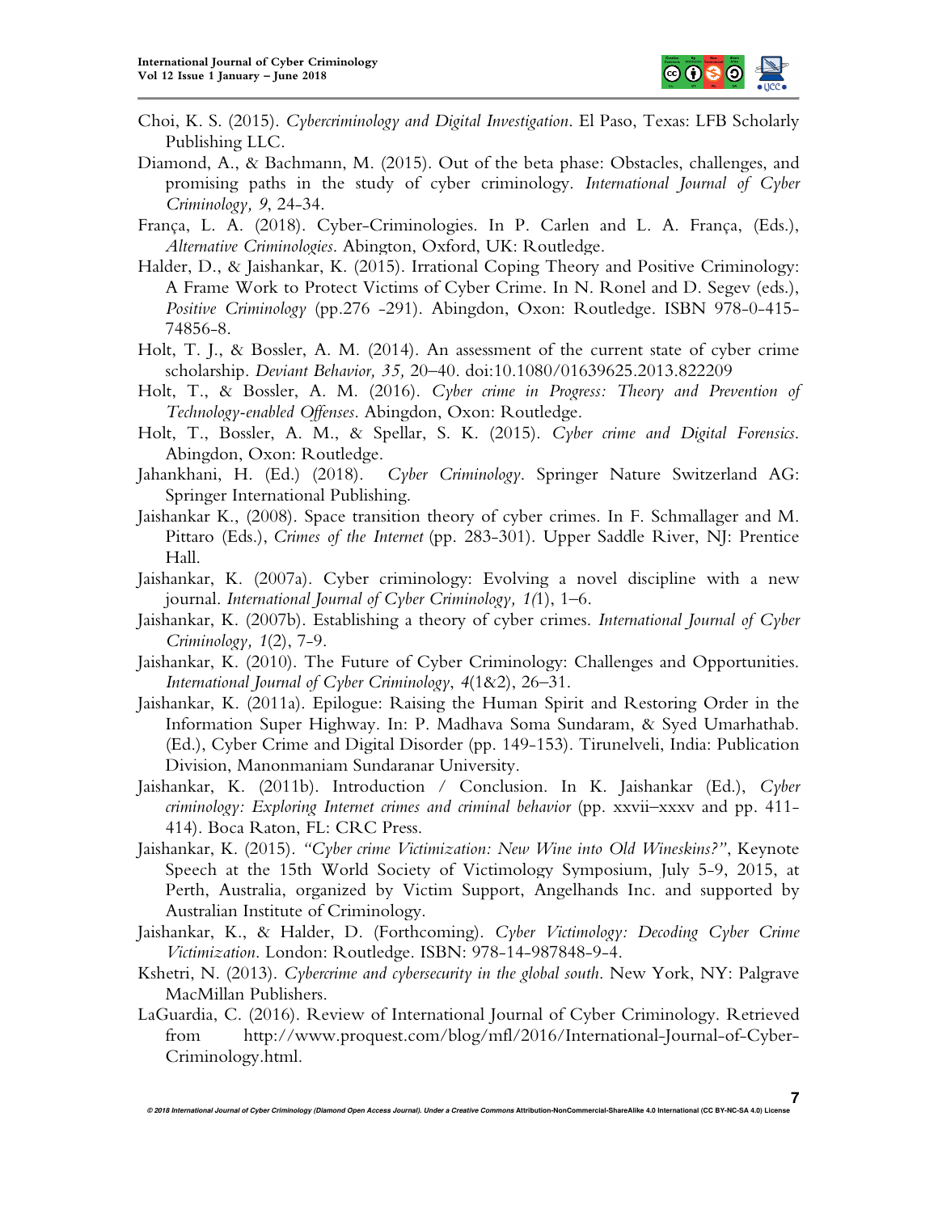Choi, K. S. (2015). *Cybercriminology and Digital Investigation*. El Paso, Texas: LFB Scholarly Publishing LLC.

Diamond, A., & Bachmann, M. (2015). Out of the beta phase: Obstacles, challenges, and promising paths in the study of cyber criminology. *International Journal of Cyber Criminology, 9*, 24-34.

França, L. A. (2018). Cyber-Criminologies. In P. Carlen and L. A. França, (Eds.), *Alternative Criminologies*. Abington, Oxford, UK: Routledge.

Halder, D., & Jaishankar, K. (2015). Irrational Coping Theory and Positive Criminology: A Frame Work to Protect Victims of Cyber Crime. In N. Ronel and D. Segev (eds.), *Positive Criminology* (pp.276 -291). Abingdon, Oxon: Routledge. ISBN 978-0-415-74856-8.

Holt, T. J., & Bossler, A. M. (2014). An assessment of the current state of cyber crime scholarship. *Deviant Behavior, 35,* 20–40. doi:10.1080/01639625.2013.822209

Holt, T., & Bossler, A. M. (2016). *Cyber crime in Progress: Theory and Prevention of Technology-enabled Offenses*. Abingdon, Oxon: Routledge.

Holt, T., Bossler, A. M., & Spellar, S. K. (2015). *Cyber crime and Digital Forensics*. Abingdon, Oxon: Routledge.

Jahankhani, H. (Ed.) (2018). *Cyber Criminology*. Springer Nature Switzerland AG: Springer International Publishing.

Jaishankar K., (2008). Space transition theory of cyber crimes. In F. Schmallager and M. Pittaro (Eds.), *Crimes of the Internet* (pp. 283-301). Upper Saddle River, NJ: Prentice Hall.

Jaishankar, K. (2007a). Cyber criminology: Evolving a novel discipline with a new journal. *International Journal of Cyber Criminology, 1(*1), 1–6.

Jaishankar, K. (2007b). Establishing a theory of cyber crimes. *International Journal of Cyber Criminology, 1*(2), 7-9.

Jaishankar, K. (2010). The Future of Cyber Criminology: Challenges and Opportunities. *International Journal of Cyber Criminology*, *4*(1&2), 26–31.

Jaishankar, K. (2011a). Epilogue: Raising the Human Spirit and Restoring Order in the Information Super Highway. In: P. Madhava Soma Sundaram, & Syed Umarhathab. (Ed.), Cyber Crime and Digital Disorder (pp. 149-153). Tirunelveli, India: Publication Division, Manonmaniam Sundaranar University.

Jaishankar, K. (2011b). Introduction / Conclusion. In K. Jaishankar (Ed.), *Cyber criminology: Exploring Internet crimes and criminal behavior* (pp. xxvii–xxxv and pp. 411-414). Boca Raton, FL: CRC Press.

Jaishankar, K. (2015). *"Cyber crime Victimization: New Wine into Old Wineskins?"*, Keynote Speech at the 15th World Society of Victimology Symposium, July 5-9, 2015, at Perth, Australia, organized by Victim Support, Angelhands Inc. and supported by Australian Institute of Criminology.

Jaishankar, K., & Halder, D. (Forthcoming). *Cyber Victimology: Decoding Cyber Crime Victimization*. London: Routledge. ISBN: 978-14-987848-9-4.

Kshetri, N. (2013). *Cybercrime and cybersecurity in the global south*. New York, NY: Palgrave MacMillan Publishers.

LaGuardia, C. (2016). Review of International Journal of Cyber Criminology. Retrieved from http://www.proquest.com/blog/mfl/2016/International-Journal-of-Cyber-Criminology.html.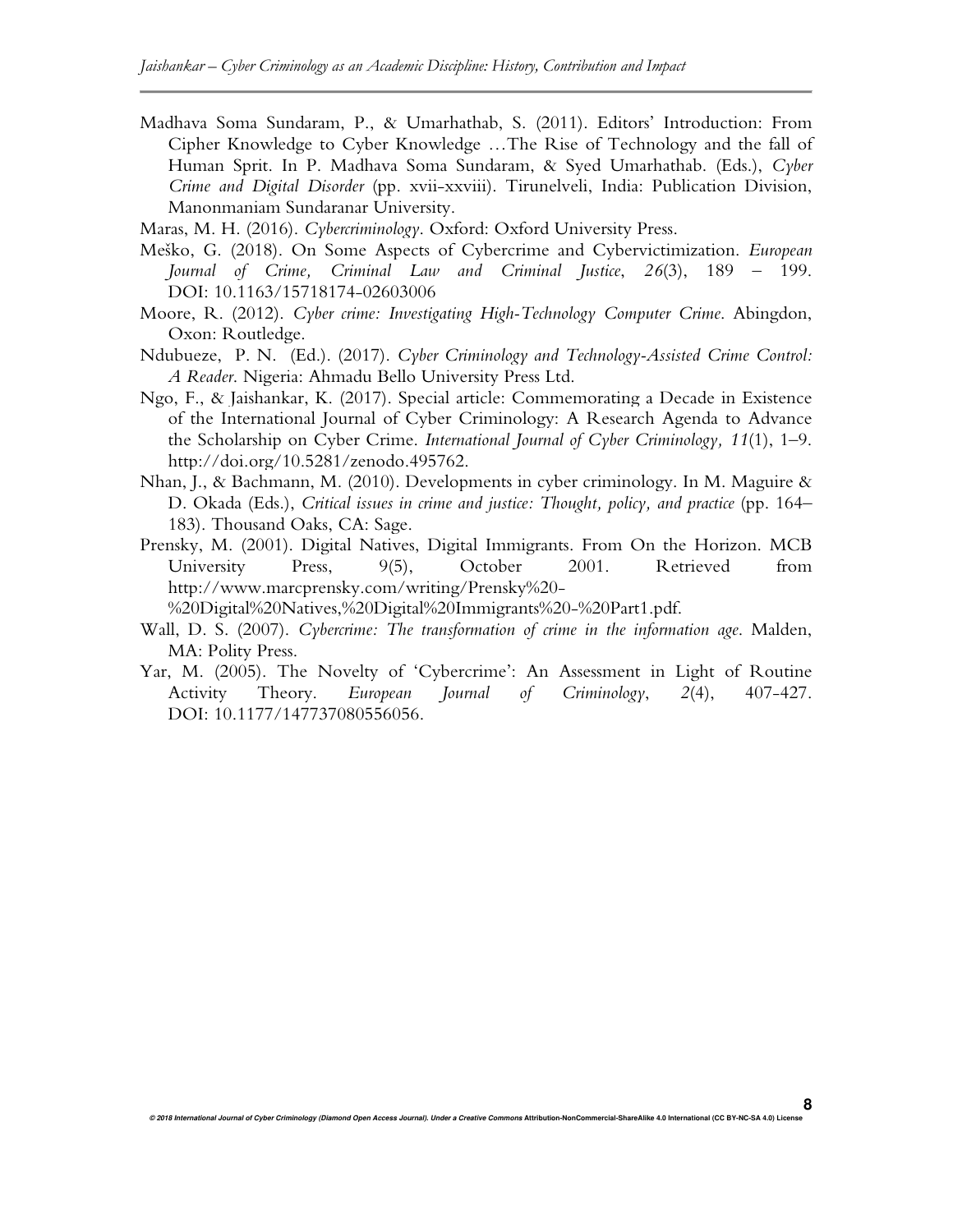Madhava Soma Sundaram, P., & Umarhathab, S. (2011). Editors' Introduction: From Cipher Knowledge to Cyber Knowledge …The Rise of Technology and the fall of Human Sprit. In P. Madhava Soma Sundaram, & Syed Umarhathab. (Eds.), *Cyber Crime and Digital Disorder* (pp. xvii-xxviii). Tirunelveli, India: Publication Division, Manonmaniam Sundaranar University.

Maras, M. H. (2016). *Cybercriminology*. Oxford: Oxford University Press.

Meško, G. (2018). On Some Aspects of Cybercrime and Cybervictimization. *European Journal of Crime, Criminal Law and Criminal Justice*, *26*(3), 189 – 199. DOI: 10.1163/15718174-02603006

Moore, R. (2012). *Cyber crime: Investigating High-Technology Computer Crime*. Abingdon, Oxon: Routledge.

Ndubueze, P. N. (Ed.). (2017). *Cyber Criminology and Technology-Assisted Crime Control: A Reader*. Nigeria: Ahmadu Bello University Press Ltd.

Ngo, F., & Jaishankar, K. (2017). Special article: Commemorating a Decade in Existence of the International Journal of Cyber Criminology: A Research Agenda to Advance the Scholarship on Cyber Crime. *International Journal of Cyber Criminology, 11*(1), 1–9. http://doi.org/10.5281/zenodo.495762.

Nhan, J., & Bachmann, M. (2010). Developments in cyber criminology. In M. Maguire & D. Okada (Eds.), *Critical issues in crime and justice: Thought, policy, and practice* (pp. 164–183). Thousand Oaks, CA: Sage.

Prensky, M. (2001). Digital Natives, Digital Immigrants. From On the Horizon. MCB University Press, 9(5), October 2001. Retrieved from http://www.marcprensky.com/writing/Prensky%20-%20Digital%20Natives,%20Digital%20Immigrants%20-%20Part1.pdf.

Wall, D. S. (2007). *Cybercrime: The transformation of crime in the information age*. Malden, MA: Polity Press.

Yar, M. (2005). The Novelty of 'Cybercrime': An Assessment in Light of Routine Activity Theory. *European Journal of Criminology*, *2*(4), 407-427. DOI: 10.1177/147737080556056.